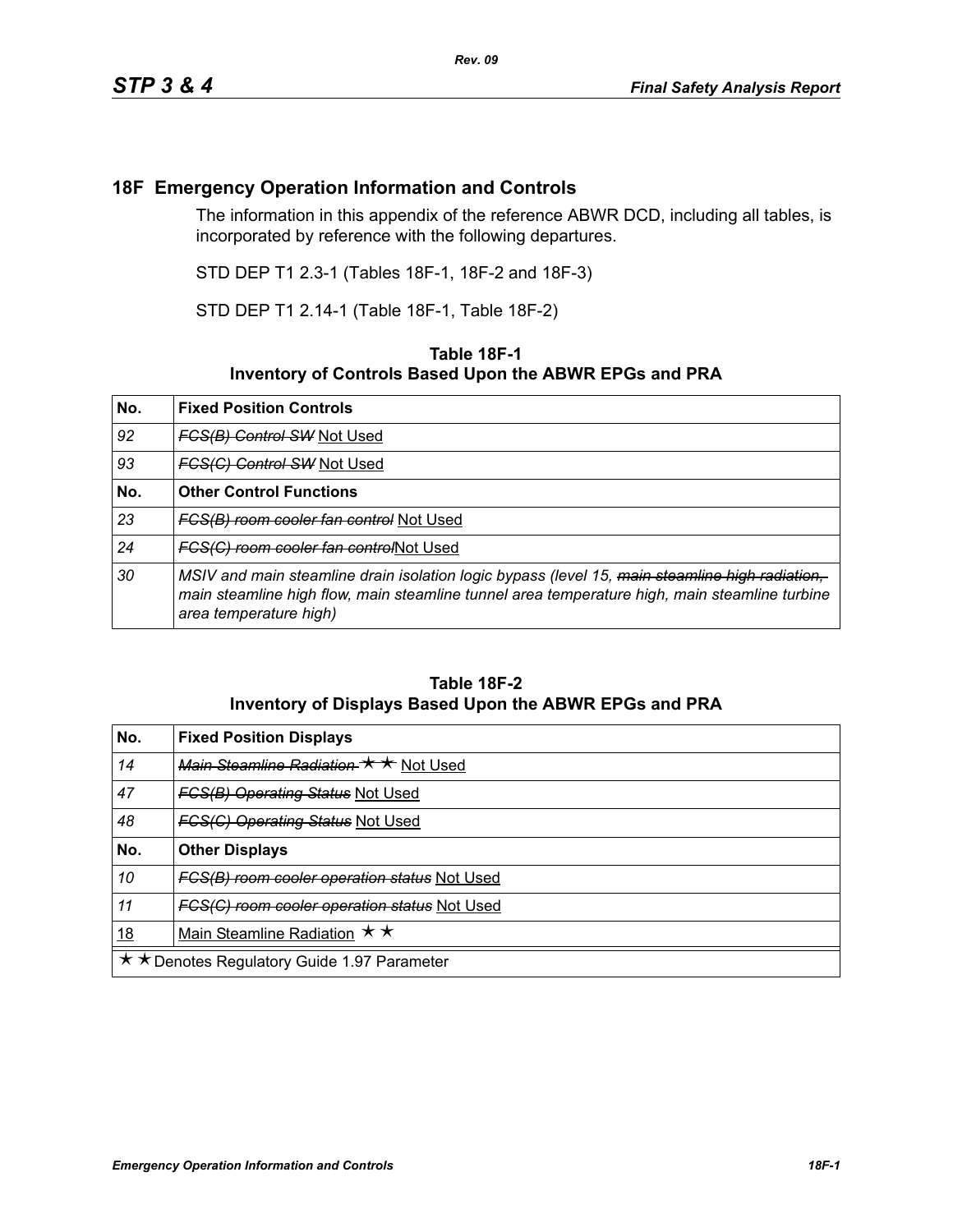# 18F Emergency Operation Information and Controls

The information in this appendix of the reference ABWR DCD, including all tables, is incorporated by reference with the following departures.

STD DEP T1 2.3-1 (Tables 18F-1, 18F-2 and 18F-3)

STD DEP T1 2.14-1 (Table 18F-1, Table 18F-2)

**Table 18F-1**
**Inventory of Controls Based Upon the ABWR EPGs and PRA**

| No. | Fixed Position Controls |
|---|---|
| *92* | ~~*FCS(B) Control SW*~~ Not Used |
| *93* | ~~*FCS(C) Control SW*~~ Not Used |
| **No.** | **Other Control Functions** |
| *23* | ~~*FCS(B) room cooler fan control*~~ Not Used |
| *24* | ~~*FCS(C) room cooler fan control*~~Not Used |
| *30* | *MSIV and main steamline drain isolation logic bypass (level 15,* ~~*main steamline high radiation,*~~ *main steamline high flow, main steamline tunnel area temperature high, main steamline turbine area temperature high)* |

**Table 18F-2**
**Inventory of Displays Based Upon the ABWR EPGs and PRA**

| No. | Fixed Position Displays |
|---|---|
| *14* | ~~*Main Steamline Radiation* ★★~~ Not Used |
| *47* | ~~*FCS(B) Operating Status*~~ Not Used |
| *48* | ~~*FCS(C) Operating Status*~~ Not Used |
| **No.** | **Other Displays** |
| *10* | ~~*FCS(B) room cooler operation status*~~ Not Used |
| *11* | ~~*FCS(C) room cooler operation status*~~ Not Used |
| 18 | Main Steamline Radiation ★★ |

★★Denotes Regulatory Guide 1.97 Parameter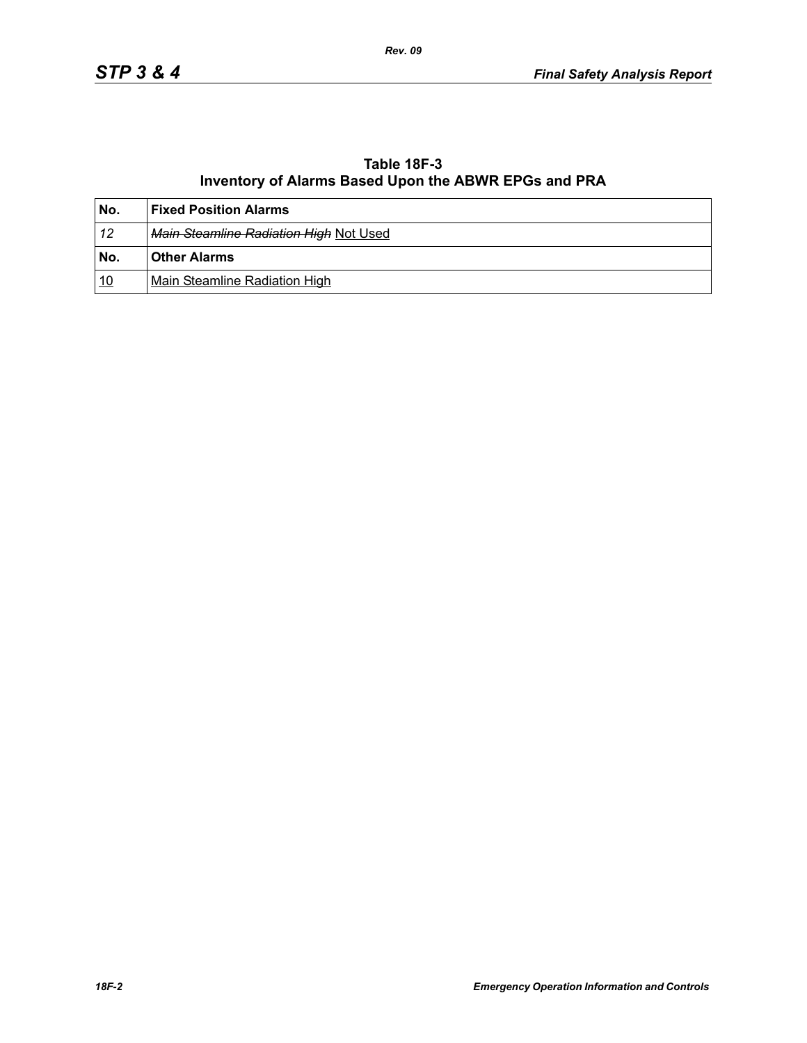**Table 18F-3**
**Inventory of Alarms Based Upon the ABWR EPGs and PRA**

| No. | Fixed Position Alarms |
|---|---|
| *12* | ~~*Main Steamline Radiation High*~~ <u>Not Used</u> |
| **No.** | **Other Alarms** |
| <u>10</u> | <u>Main Steamline Radiation High</u> |